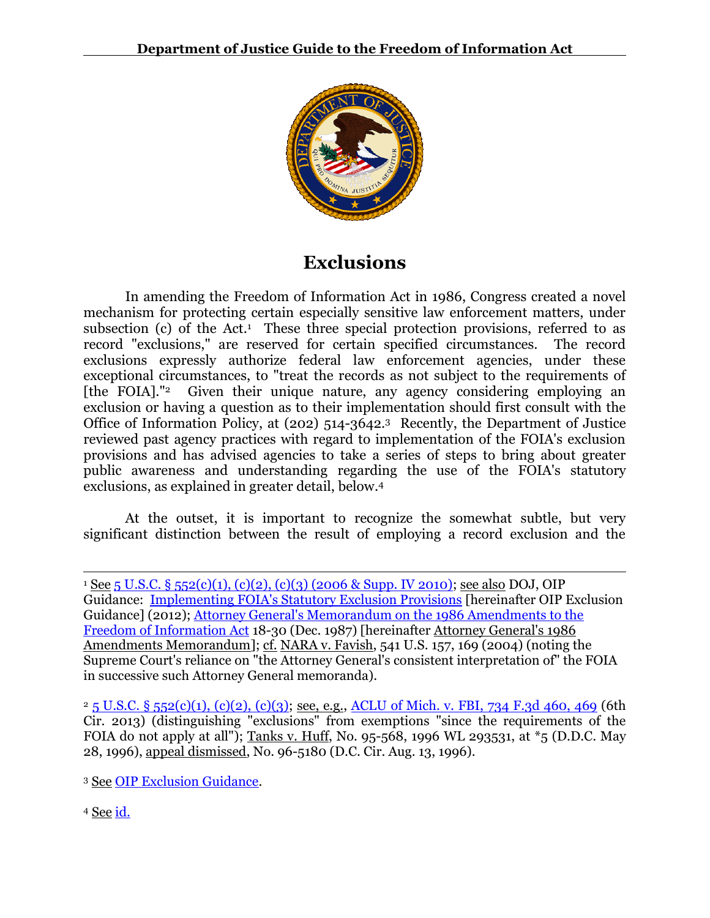# Exclusions

In amending the Freedom of Information Act in 1986, Congress created a novel mechanism for protecting certain especially sensitive law enforcement matters, under subsection (c) of the Act.[1] These three special protection provisions, referred to as record "exclusions," are reserved for certain specified circumstances. The record exclusions expressly authorize federal law enforcement agencies, under these exceptional circumstances, to "treat the records as not subject to the requirements of [the FOIA]."[2] Given their unique nature, any agency considering employing an exclusion or having a question as to their implementation should first consult with the Office of Information Policy, at (202) 514-3642.[3] Recently, the Department of Justice reviewed past agency practices with regard to implementation of the FOIA's exclusion provisions and has advised agencies to take a series of steps to bring about greater public awareness and understanding regarding the use of the FOIA's statutory exclusions, as explained in greater detail, below.[4]

At the outset, it is important to recognize the somewhat subtle, but very significant distinction between the result of employing a record exclusion and the

---

[1] See 5 U.S.C. § 552(c)(1), (c)(2), (c)(3) (2006 & Supp. IV 2010); see also DOJ, OIP Guidance: Implementing FOIA's Statutory Exclusion Provisions [hereinafter OIP Exclusion Guidance] (2012); Attorney General's Memorandum on the 1986 Amendments to the Freedom of Information Act 18-30 (Dec. 1987) [hereinafter Attorney General's 1986 Amendments Memorandum]; cf. NARA v. Favish, 541 U.S. 157, 169 (2004) (noting the Supreme Court's reliance on "the Attorney General's consistent interpretation of" the FOIA in successive such Attorney General memoranda).

[2] 5 U.S.C. § 552(c)(1), (c)(2), (c)(3); see, e.g., ACLU of Mich. v. FBI, 734 F.3d 460, 469 (6th Cir. 2013) (distinguishing "exclusions" from exemptions "since the requirements of the FOIA do not apply at all"); Tanks v. Huff, No. 95-568, 1996 WL 293531, at *5 (D.D.C. May 28, 1996), appeal dismissed, No. 96-5180 (D.C. Cir. Aug. 13, 1996).

[3] See OIP Exclusion Guidance.

[4] See id.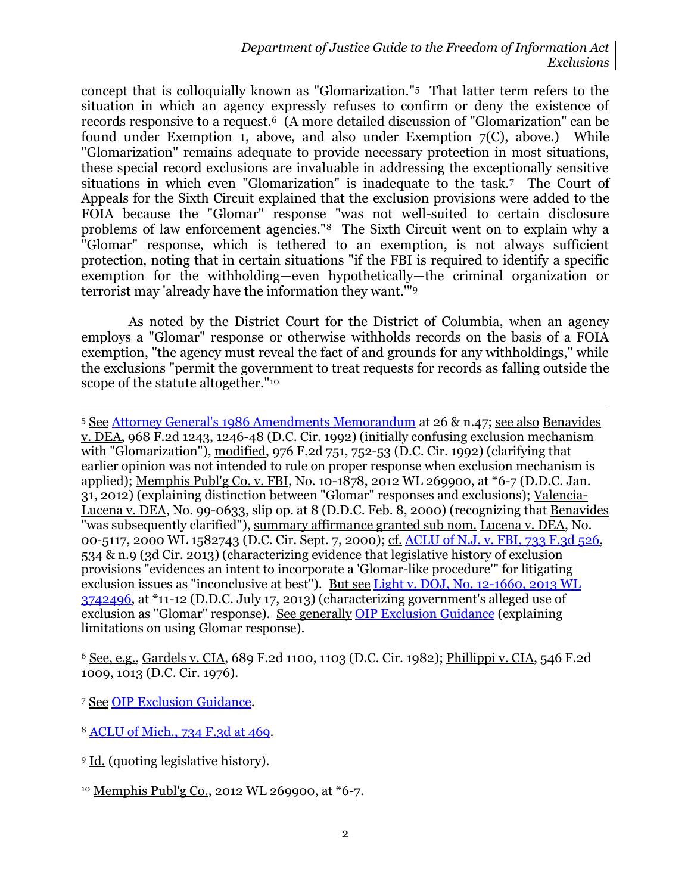concept that is colloquially known as "Glomarization."[5] That latter term refers to the situation in which an agency expressly refuses to confirm or deny the existence of records responsive to a request.[6] (A more detailed discussion of "Glomarization" can be found under Exemption 1, above, and also under Exemption 7(C), above.) While "Glomarization" remains adequate to provide necessary protection in most situations, these special record exclusions are invaluable in addressing the exceptionally sensitive situations in which even "Glomarization" is inadequate to the task.[7] The Court of Appeals for the Sixth Circuit explained that the exclusion provisions were added to the FOIA because the "Glomar" response "was not well-suited to certain disclosure problems of law enforcement agencies."[8] The Sixth Circuit went on to explain why a "Glomar" response, which is tethered to an exemption, is not always sufficient protection, noting that in certain situations "if the FBI is required to identify a specific exemption for the withholding—even hypothetically—the criminal organization or terrorist may 'already have the information they want.'"[9]

As noted by the District Court for the District of Columbia, when an agency employs a "Glomar" response or otherwise withholds records on the basis of a FOIA exemption, "the agency must reveal the fact of and grounds for any withholdings," while the exclusions "permit the government to treat requests for records as falling outside the scope of the statute altogether."[10]

---

[5] See Attorney General's 1986 Amendments Memorandum at 26 & n.47; see also Benavides v. DEA, 968 F.2d 1243, 1246-48 (D.C. Cir. 1992) (initially confusing exclusion mechanism with "Glomarization"), modified, 976 F.2d 751, 752-53 (D.C. Cir. 1992) (clarifying that earlier opinion was not intended to rule on proper response when exclusion mechanism is applied); Memphis Publ'g Co. v. FBI, No. 10-1878, 2012 WL 269900, at *6-7 (D.D.C. Jan. 31, 2012) (explaining distinction between "Glomar" responses and exclusions); Valencia-Lucena v. DEA, No. 99-0633, slip op. at 8 (D.D.C. Feb. 8, 2000) (recognizing that Benavides "was subsequently clarified"), summary affirmance granted sub nom. Lucena v. DEA, No. 00-5117, 2000 WL 1582743 (D.C. Cir. Sept. 7, 2000); cf. ACLU of N.J. v. FBI, 733 F.3d 526, 534 & n.9 (3d Cir. 2013) (characterizing evidence that legislative history of exclusion provisions "evidences an intent to incorporate a 'Glomar-like procedure'" for litigating exclusion issues as "inconclusive at best"). But see Light v. DOJ, No. 12-1660, 2013 WL 3742496, at *11-12 (D.D.C. July 17, 2013) (characterizing government's alleged use of exclusion as "Glomar" response). See generally OIP Exclusion Guidance (explaining limitations on using Glomar response).

[6] See, e.g., Gardels v. CIA, 689 F.2d 1100, 1103 (D.C. Cir. 1982); Phillippi v. CIA, 546 F.2d 1009, 1013 (D.C. Cir. 1976).

[7] See OIP Exclusion Guidance.

[8] ACLU of Mich., 734 F.3d at 469.

[9] Id. (quoting legislative history).

[10] Memphis Publ'g Co., 2012 WL 269900, at *6-7.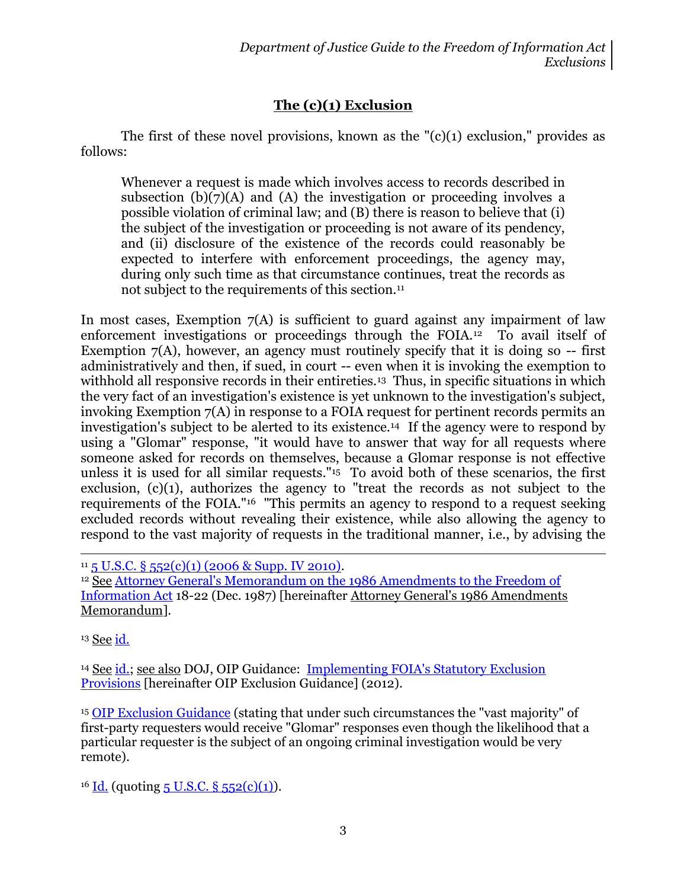## The (c)(1) Exclusion

The first of these novel provisions, known as the "(c)(1) exclusion," provides as follows:

> Whenever a request is made which involves access to records described in subsection (b)(7)(A) and (A) the investigation or proceeding involves a possible violation of criminal law; and (B) there is reason to believe that (i) the subject of the investigation or proceeding is not aware of its pendency, and (ii) disclosure of the existence of the records could reasonably be expected to interfere with enforcement proceedings, the agency may, during only such time as that circumstance continues, treat the records as not subject to the requirements of this section.[11]

In most cases, Exemption 7(A) is sufficient to guard against any impairment of law enforcement investigations or proceedings through the FOIA.[12] To avail itself of Exemption 7(A), however, an agency must routinely specify that it is doing so -- first administratively and then, if sued, in court -- even when it is invoking the exemption to withhold all responsive records in their entireties.[13] Thus, in specific situations in which the very fact of an investigation's existence is yet unknown to the investigation's subject, invoking Exemption 7(A) in response to a FOIA request for pertinent records permits an investigation's subject to be alerted to its existence.[14] If the agency were to respond by using a "Glomar" response, "it would have to answer that way for all requests where someone asked for records on themselves, because a Glomar response is not effective unless it is used for all similar requests."[15] To avoid both of these scenarios, the first exclusion, (c)(1), authorizes the agency to "treat the records as not subject to the requirements of the FOIA."[16] "This permits an agency to respond to a request seeking excluded records without revealing their existence, while also allowing the agency to respond to the vast majority of requests in the traditional manner, i.e., by advising the

---

[11] 5 U.S.C. § 552(c)(1) (2006 & Supp. IV 2010).

[12] See Attorney General's Memorandum on the 1986 Amendments to the Freedom of Information Act 18-22 (Dec. 1987) [hereinafter Attorney General's 1986 Amendments Memorandum].

[13] See id.

[14] See id.; see also DOJ, OIP Guidance: Implementing FOIA's Statutory Exclusion Provisions [hereinafter OIP Exclusion Guidance] (2012).

[15] OIP Exclusion Guidance (stating that under such circumstances the "vast majority" of first-party requesters would receive "Glomar" responses even though the likelihood that a particular requester is the subject of an ongoing criminal investigation would be very remote).

[16] Id. (quoting 5 U.S.C. § 552(c)(1)).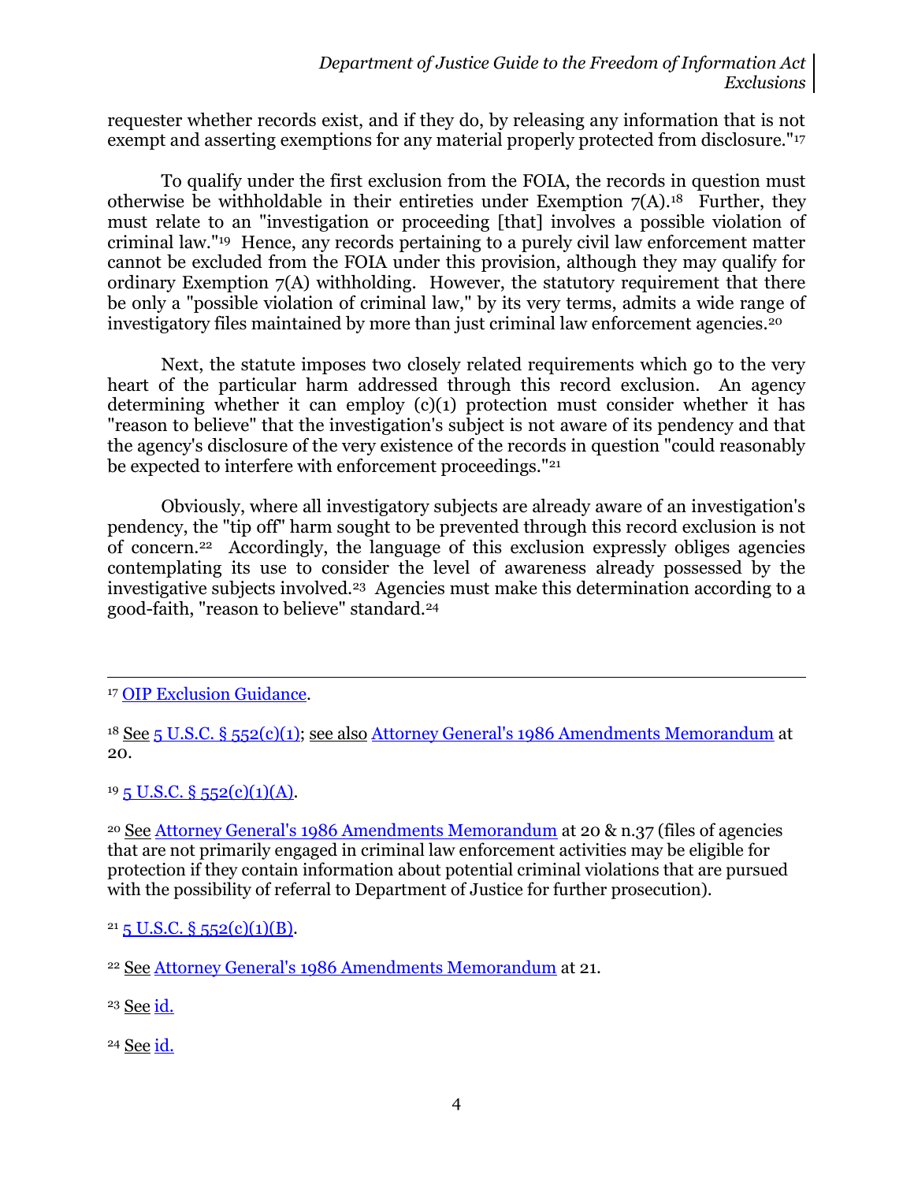requester whether records exist, and if they do, by releasing any information that is not exempt and asserting exemptions for any material properly protected from disclosure."[17]

To qualify under the first exclusion from the FOIA, the records in question must otherwise be withholdable in their entireties under Exemption 7(A).[18] Further, they must relate to an "investigation or proceeding [that] involves a possible violation of criminal law."[19] Hence, any records pertaining to a purely civil law enforcement matter cannot be excluded from the FOIA under this provision, although they may qualify for ordinary Exemption 7(A) withholding. However, the statutory requirement that there be only a "possible violation of criminal law," by its very terms, admits a wide range of investigatory files maintained by more than just criminal law enforcement agencies.[20]

Next, the statute imposes two closely related requirements which go to the very heart of the particular harm addressed through this record exclusion. An agency determining whether it can employ (c)(1) protection must consider whether it has "reason to believe" that the investigation's subject is not aware of its pendency and that the agency's disclosure of the very existence of the records in question "could reasonably be expected to interfere with enforcement proceedings."[21]

Obviously, where all investigatory subjects are already aware of an investigation's pendency, the "tip off" harm sought to be prevented through this record exclusion is not of concern.[22] Accordingly, the language of this exclusion expressly obliges agencies contemplating its use to consider the level of awareness already possessed by the investigative subjects involved.[23] Agencies must make this determination according to a good-faith, "reason to believe" standard.[24]

---

[17] OIP Exclusion Guidance.

[18] See 5 U.S.C. § 552(c)(1); see also Attorney General's 1986 Amendments Memorandum at 20.

[19] 5 U.S.C. § 552(c)(1)(A).

[20] See Attorney General's 1986 Amendments Memorandum at 20 & n.37 (files of agencies that are not primarily engaged in criminal law enforcement activities may be eligible for protection if they contain information about potential criminal violations that are pursued with the possibility of referral to Department of Justice for further prosecution).

[21] 5 U.S.C. § 552(c)(1)(B).

[22] See Attorney General's 1986 Amendments Memorandum at 21.

[23] See id.

[24] See id.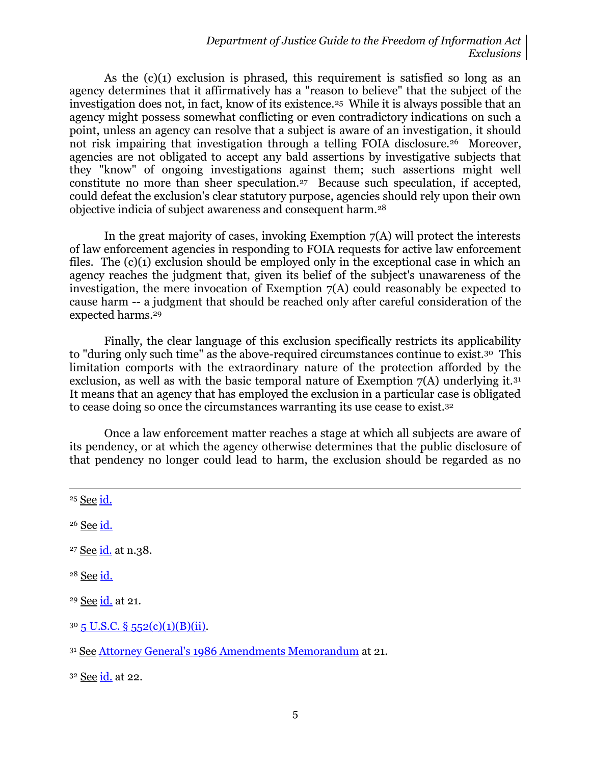As the (c)(1) exclusion is phrased, this requirement is satisfied so long as an agency determines that it affirmatively has a "reason to believe" that the subject of the investigation does not, in fact, know of its existence.[25] While it is always possible that an agency might possess somewhat conflicting or even contradictory indications on such a point, unless an agency can resolve that a subject is aware of an investigation, it should not risk impairing that investigation through a telling FOIA disclosure.[26] Moreover, agencies are not obligated to accept any bald assertions by investigative subjects that they "know" of ongoing investigations against them; such assertions might well constitute no more than sheer speculation.[27] Because such speculation, if accepted, could defeat the exclusion's clear statutory purpose, agencies should rely upon their own objective indicia of subject awareness and consequent harm.[28]

In the great majority of cases, invoking Exemption 7(A) will protect the interests of law enforcement agencies in responding to FOIA requests for active law enforcement files. The (c)(1) exclusion should be employed only in the exceptional case in which an agency reaches the judgment that, given its belief of the subject's unawareness of the investigation, the mere invocation of Exemption 7(A) could reasonably be expected to cause harm -- a judgment that should be reached only after careful consideration of the expected harms.[29]

Finally, the clear language of this exclusion specifically restricts its applicability to "during only such time" as the above-required circumstances continue to exist.[30] This limitation comports with the extraordinary nature of the protection afforded by the exclusion, as well as with the basic temporal nature of Exemption 7(A) underlying it.[31] It means that an agency that has employed the exclusion in a particular case is obligated to cease doing so once the circumstances warranting its use cease to exist.[32]

Once a law enforcement matter reaches a stage at which all subjects are aware of its pendency, or at which the agency otherwise determines that the public disclosure of that pendency no longer could lead to harm, the exclusion should be regarded as no

---

[25] See id.

[26] See id.

[27] See id. at n.38.

[28] See id.

[29] See id. at 21.

[30] 5 U.S.C. § 552(c)(1)(B)(ii).

[31] See Attorney General's 1986 Amendments Memorandum at 21.

[32] See id. at 22.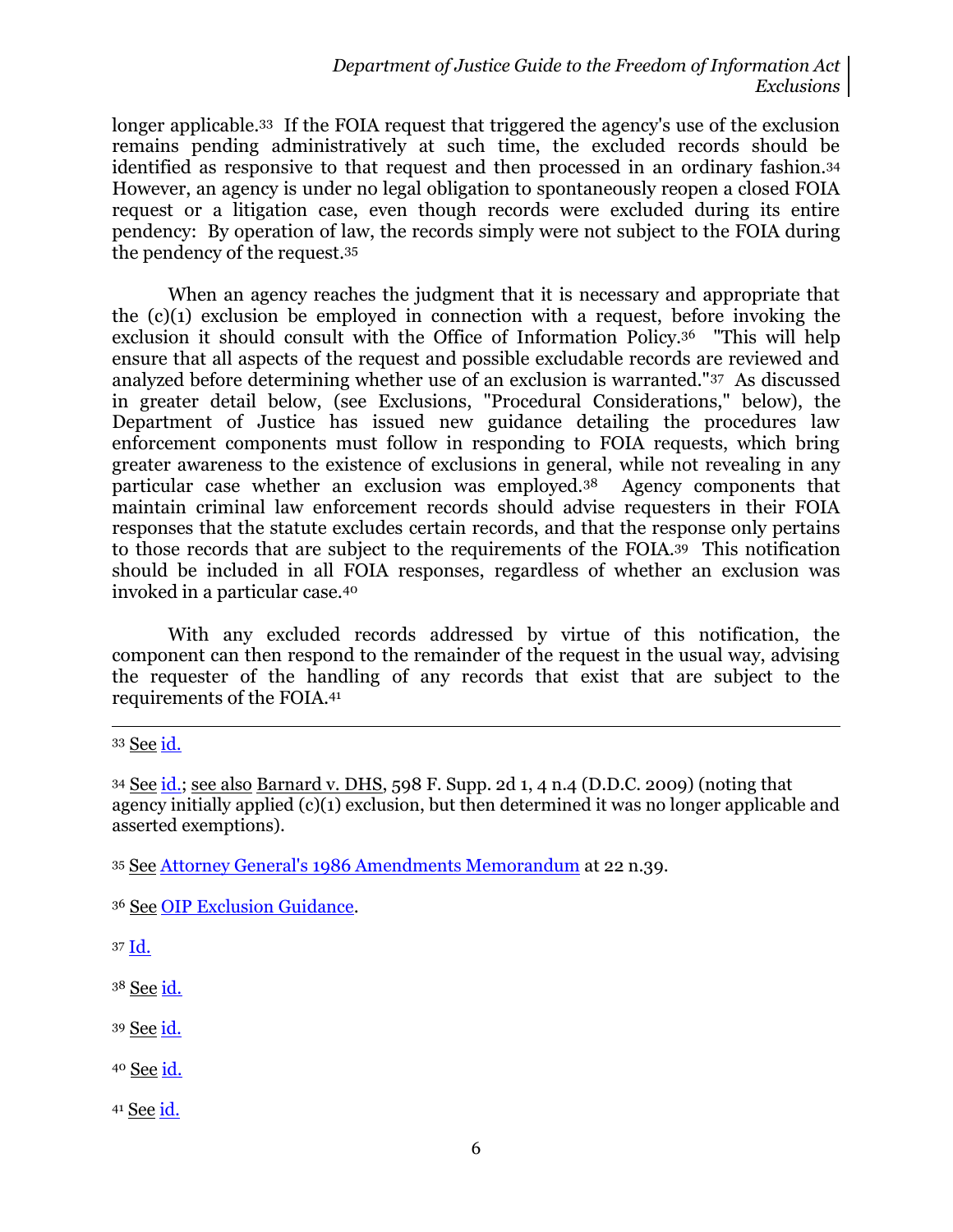longer applicable.[33] If the FOIA request that triggered the agency's use of the exclusion remains pending administratively at such time, the excluded records should be identified as responsive to that request and then processed in an ordinary fashion.[34] However, an agency is under no legal obligation to spontaneously reopen a closed FOIA request or a litigation case, even though records were excluded during its entire pendency: By operation of law, the records simply were not subject to the FOIA during the pendency of the request.[35]

When an agency reaches the judgment that it is necessary and appropriate that the (c)(1) exclusion be employed in connection with a request, before invoking the exclusion it should consult with the Office of Information Policy.[36] "This will help ensure that all aspects of the request and possible excludable records are reviewed and analyzed before determining whether use of an exclusion is warranted."[37] As discussed in greater detail below, (see Exclusions, "Procedural Considerations," below), the Department of Justice has issued new guidance detailing the procedures law enforcement components must follow in responding to FOIA requests, which bring greater awareness to the existence of exclusions in general, while not revealing in any particular case whether an exclusion was employed.[38] Agency components that maintain criminal law enforcement records should advise requesters in their FOIA responses that the statute excludes certain records, and that the response only pertains to those records that are subject to the requirements of the FOIA.[39] This notification should be included in all FOIA responses, regardless of whether an exclusion was invoked in a particular case.[40]

With any excluded records addressed by virtue of this notification, the component can then respond to the remainder of the request in the usual way, advising the requester of the handling of any records that exist that are subject to the requirements of the FOIA.[41]

---

[33] See id.

[34] See id.; see also Barnard v. DHS, 598 F. Supp. 2d 1, 4 n.4 (D.D.C. 2009) (noting that agency initially applied (c)(1) exclusion, but then determined it was no longer applicable and asserted exemptions).

[35] See Attorney General's 1986 Amendments Memorandum at 22 n.39.

[36] See OIP Exclusion Guidance.

[37] Id.

[38] See id.

[39] See id.

[40] See id.

[41] See id.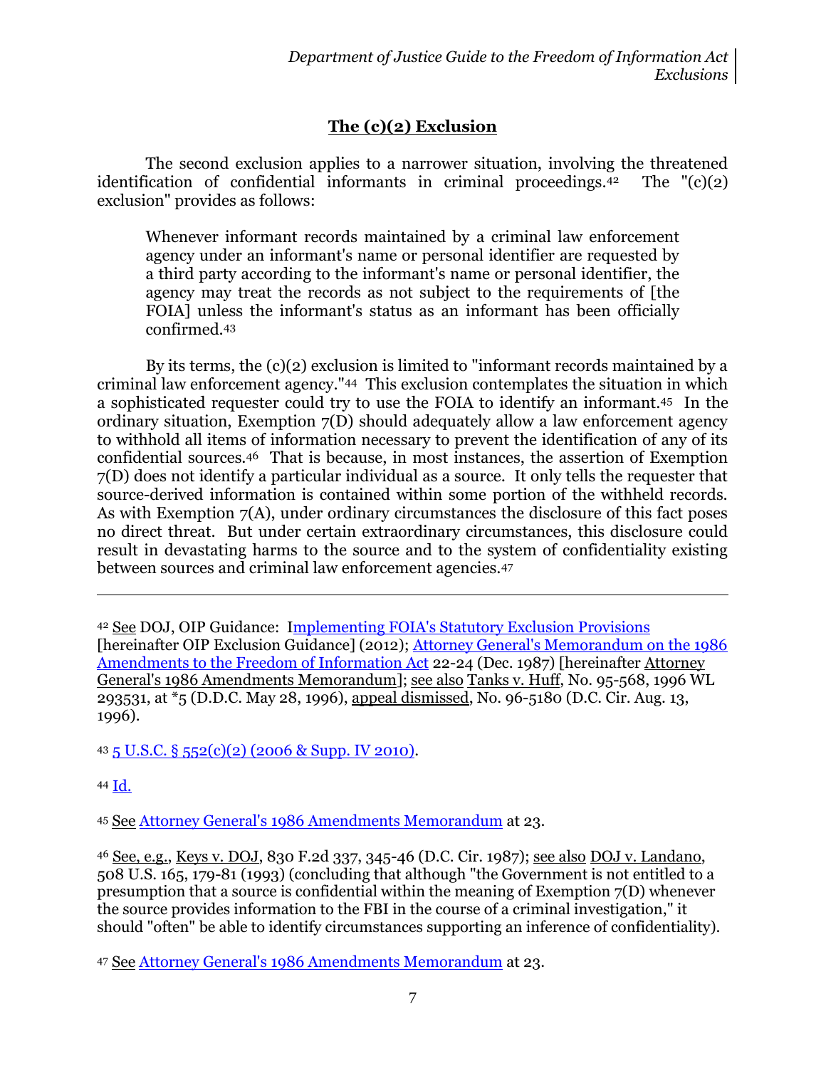## The (c)(2) Exclusion

The second exclusion applies to a narrower situation, involving the threatened identification of confidential informants in criminal proceedings.[42] The "(c)(2) exclusion" provides as follows:

> Whenever informant records maintained by a criminal law enforcement agency under an informant's name or personal identifier are requested by a third party according to the informant's name or personal identifier, the agency may treat the records as not subject to the requirements of [the FOIA] unless the informant's status as an informant has been officially confirmed.[43]

By its terms, the (c)(2) exclusion is limited to "informant records maintained by a criminal law enforcement agency."[44] This exclusion contemplates the situation in which a sophisticated requester could try to use the FOIA to identify an informant.[45] In the ordinary situation, Exemption 7(D) should adequately allow a law enforcement agency to withhold all items of information necessary to prevent the identification of any of its confidential sources.[46] That is because, in most instances, the assertion of Exemption 7(D) does not identify a particular individual as a source. It only tells the requester that source-derived information is contained within some portion of the withheld records. As with Exemption 7(A), under ordinary circumstances the disclosure of this fact poses no direct threat. But under certain extraordinary circumstances, this disclosure could result in devastating harms to the source and to the system of confidentiality existing between sources and criminal law enforcement agencies.[47]

---

[42] See DOJ, OIP Guidance: Implementing FOIA's Statutory Exclusion Provisions [hereinafter OIP Exclusion Guidance] (2012); Attorney General's Memorandum on the 1986 Amendments to the Freedom of Information Act 22-24 (Dec. 1987) [hereinafter Attorney General's 1986 Amendments Memorandum]; see also Tanks v. Huff, No. 95-568, 1996 WL 293531, at *5 (D.D.C. May 28, 1996), appeal dismissed, No. 96-5180 (D.C. Cir. Aug. 13, 1996).

[43] 5 U.S.C. § 552(c)(2) (2006 & Supp. IV 2010).

[44] Id.

[45] See Attorney General's 1986 Amendments Memorandum at 23.

[46] See, e.g., Keys v. DOJ, 830 F.2d 337, 345-46 (D.C. Cir. 1987); see also DOJ v. Landano, 508 U.S. 165, 179-81 (1993) (concluding that although "the Government is not entitled to a presumption that a source is confidential within the meaning of Exemption 7(D) whenever the source provides information to the FBI in the course of a criminal investigation," it should "often" be able to identify circumstances supporting an inference of confidentiality).

[47] See Attorney General's 1986 Amendments Memorandum at 23.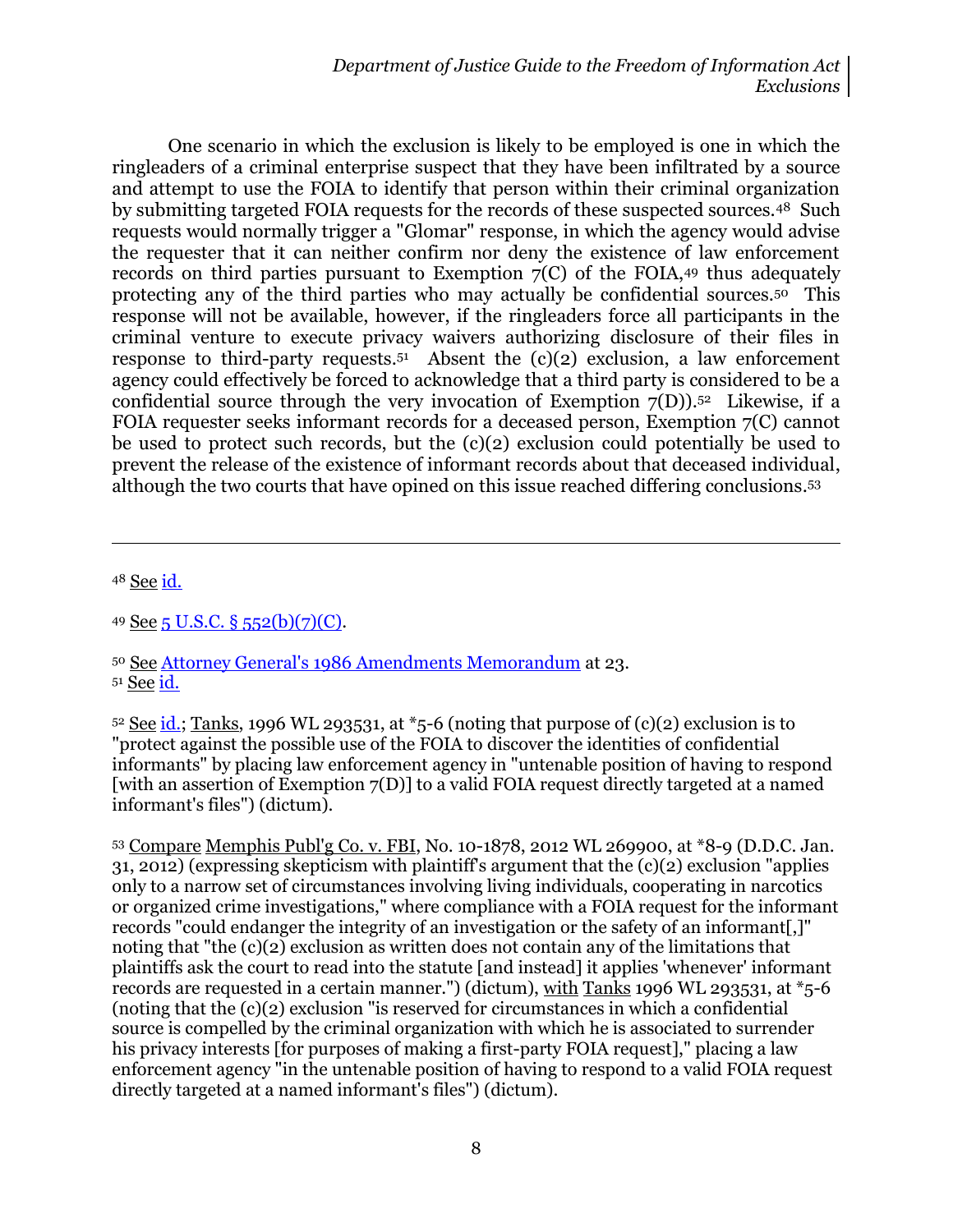One scenario in which the exclusion is likely to be employed is one in which the ringleaders of a criminal enterprise suspect that they have been infiltrated by a source and attempt to use the FOIA to identify that person within their criminal organization by submitting targeted FOIA requests for the records of these suspected sources.[48] Such requests would normally trigger a "Glomar" response, in which the agency would advise the requester that it can neither confirm nor deny the existence of law enforcement records on third parties pursuant to Exemption 7(C) of the FOIA,[49] thus adequately protecting any of the third parties who may actually be confidential sources.[50] This response will not be available, however, if the ringleaders force all participants in the criminal venture to execute privacy waivers authorizing disclosure of their files in response to third-party requests.[51] Absent the (c)(2) exclusion, a law enforcement agency could effectively be forced to acknowledge that a third party is considered to be a confidential source through the very invocation of Exemption 7(D)).[52] Likewise, if a FOIA requester seeks informant records for a deceased person, Exemption 7(C) cannot be used to protect such records, but the (c)(2) exclusion could potentially be used to prevent the release of the existence of informant records about that deceased individual, although the two courts that have opined on this issue reached differing conclusions.[53]

---

[48] See id.

[49] See 5 U.S.C. § 552(b)(7)(C).

[50] See Attorney General's 1986 Amendments Memorandum at 23.

[51] See id.

[52] See id.; Tanks, 1996 WL 293531, at *5-6 (noting that purpose of (c)(2) exclusion is to "protect against the possible use of the FOIA to discover the identities of confidential informants" by placing law enforcement agency in "untenable position of having to respond [with an assertion of Exemption 7(D)] to a valid FOIA request directly targeted at a named informant's files") (dictum).

[53] Compare Memphis Publ'g Co. v. FBI, No. 10-1878, 2012 WL 269900, at *8-9 (D.D.C. Jan. 31, 2012) (expressing skepticism with plaintiff's argument that the (c)(2) exclusion "applies only to a narrow set of circumstances involving living individuals, cooperating in narcotics or organized crime investigations," where compliance with a FOIA request for the informant records "could endanger the integrity of an investigation or the safety of an informant[,]" noting that "the (c)(2) exclusion as written does not contain any of the limitations that plaintiffs ask the court to read into the statute [and instead] it applies 'whenever' informant records are requested in a certain manner.") (dictum), with Tanks 1996 WL 293531, at *5-6 (noting that the (c)(2) exclusion "is reserved for circumstances in which a confidential source is compelled by the criminal organization with which he is associated to surrender his privacy interests [for purposes of making a first-party FOIA request]," placing a law enforcement agency "in the untenable position of having to respond to a valid FOIA request directly targeted at a named informant's files") (dictum).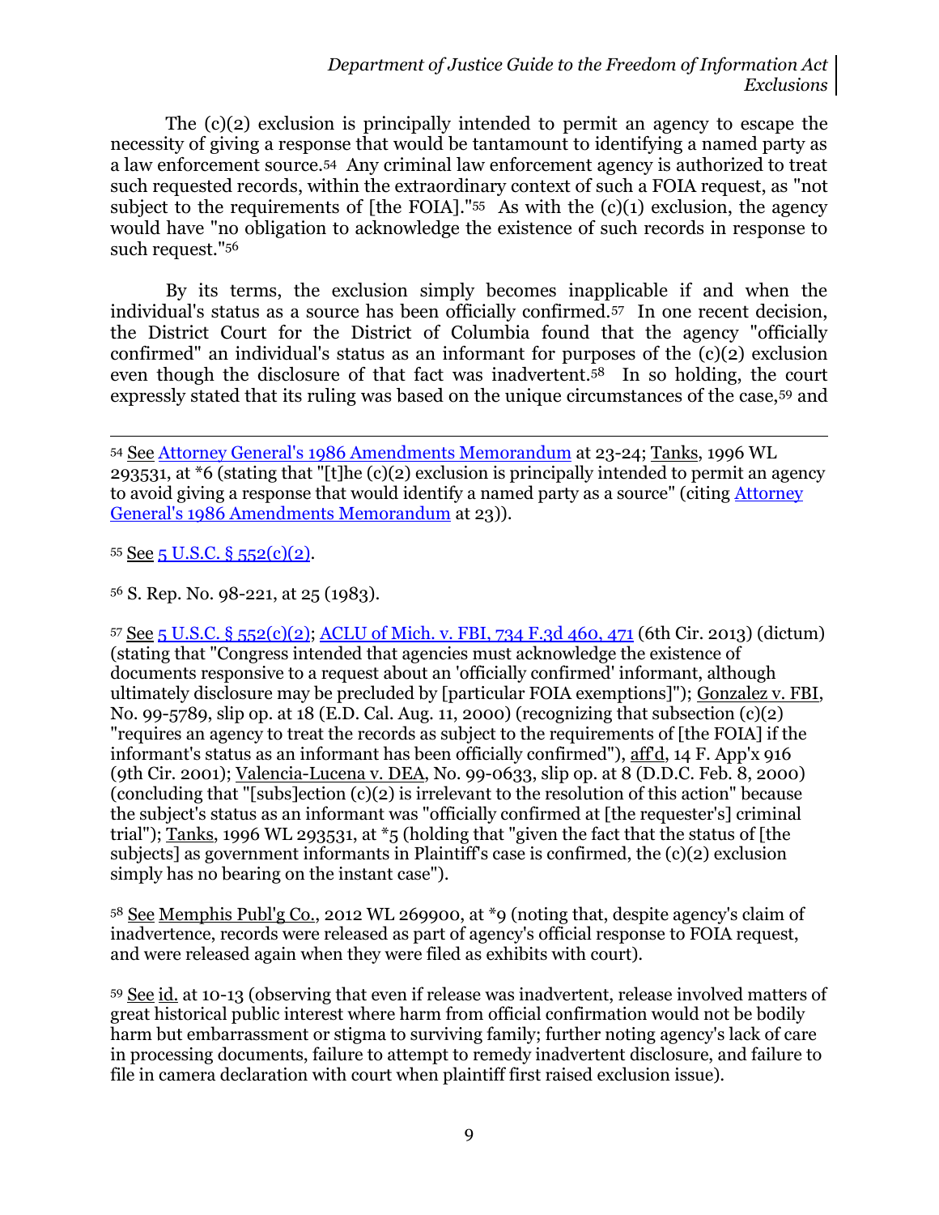The (c)(2) exclusion is principally intended to permit an agency to escape the necessity of giving a response that would be tantamount to identifying a named party as a law enforcement source.[54] Any criminal law enforcement agency is authorized to treat such requested records, within the extraordinary context of such a FOIA request, as "not subject to the requirements of [the FOIA]."[55] As with the (c)(1) exclusion, the agency would have "no obligation to acknowledge the existence of such records in response to such request."[56]

By its terms, the exclusion simply becomes inapplicable if and when the individual's status as a source has been officially confirmed.[57] In one recent decision, the District Court for the District of Columbia found that the agency "officially confirmed" an individual's status as an informant for purposes of the (c)(2) exclusion even though the disclosure of that fact was inadvertent.[58] In so holding, the court expressly stated that its ruling was based on the unique circumstances of the case,[59] and

---

[54] See Attorney General's 1986 Amendments Memorandum at 23-24; Tanks, 1996 WL 293531, at *6 (stating that "[t]he (c)(2) exclusion is principally intended to permit an agency to avoid giving a response that would identify a named party as a source" (citing Attorney General's 1986 Amendments Memorandum at 23)).

[55] See 5 U.S.C. § 552(c)(2).

[56] S. Rep. No. 98-221, at 25 (1983).

[57] See 5 U.S.C. § 552(c)(2); ACLU of Mich. v. FBI, 734 F.3d 460, 471 (6th Cir. 2013) (dictum) (stating that "Congress intended that agencies must acknowledge the existence of documents responsive to a request about an 'officially confirmed' informant, although ultimately disclosure may be precluded by [particular FOIA exemptions]"); Gonzalez v. FBI, No. 99-5789, slip op. at 18 (E.D. Cal. Aug. 11, 2000) (recognizing that subsection (c)(2) "requires an agency to treat the records as subject to the requirements of [the FOIA] if the informant's status as an informant has been officially confirmed"), aff'd, 14 F. App'x 916 (9th Cir. 2001); Valencia-Lucena v. DEA, No. 99-0633, slip op. at 8 (D.D.C. Feb. 8, 2000) (concluding that "[subs]ection (c)(2) is irrelevant to the resolution of this action" because the subject's status as an informant was "officially confirmed at [the requester's] criminal trial"); Tanks, 1996 WL 293531, at *5 (holding that "given the fact that the status of [the subjects] as government informants in Plaintiff's case is confirmed, the (c)(2) exclusion simply has no bearing on the instant case").

[58] See Memphis Publ'g Co., 2012 WL 269900, at *9 (noting that, despite agency's claim of inadvertence, records were released as part of agency's official response to FOIA request, and were released again when they were filed as exhibits with court).

[59] See id. at 10-13 (observing that even if release was inadvertent, release involved matters of great historical public interest where harm from official confirmation would not be bodily harm but embarrassment or stigma to surviving family; further noting agency's lack of care in processing documents, failure to attempt to remedy inadvertent disclosure, and failure to file in camera declaration with court when plaintiff first raised exclusion issue).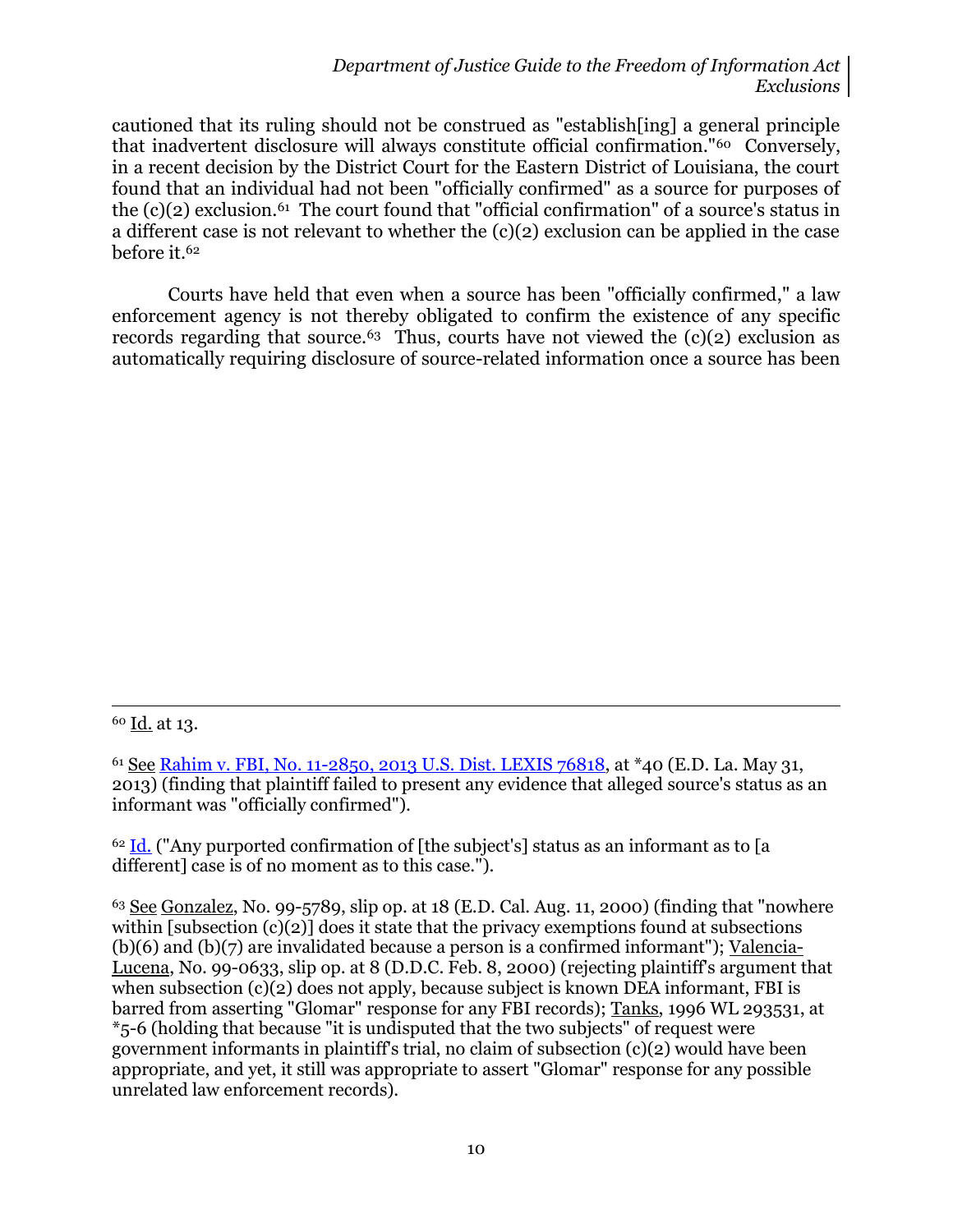cautioned that its ruling should not be construed as "establish[ing] a general principle that inadvertent disclosure will always constitute official confirmation."[60] Conversely, in a recent decision by the District Court for the Eastern District of Louisiana, the court found that an individual had not been "officially confirmed" as a source for purposes of the (c)(2) exclusion.[61] The court found that "official confirmation" of a source's status in a different case is not relevant to whether the (c)(2) exclusion can be applied in the case before it.[62]

Courts have held that even when a source has been "officially confirmed," a law enforcement agency is not thereby obligated to confirm the existence of any specific records regarding that source.[63] Thus, courts have not viewed the (c)(2) exclusion as automatically requiring disclosure of source-related information once a source has been

---

[60] Id. at 13.

[61] See Rahim v. FBI, No. 11-2850, 2013 U.S. Dist. LEXIS 76818, at *40 (E.D. La. May 31, 2013) (finding that plaintiff failed to present any evidence that alleged source's status as an informant was "officially confirmed").

[62] Id. ("Any purported confirmation of [the subject's] status as an informant as to [a different] case is of no moment as to this case.").

[63] See Gonzalez, No. 99-5789, slip op. at 18 (E.D. Cal. Aug. 11, 2000) (finding that "nowhere within [subsection (c)(2)] does it state that the privacy exemptions found at subsections (b)(6) and (b)(7) are invalidated because a person is a confirmed informant"); Valencia-Lucena, No. 99-0633, slip op. at 8 (D.D.C. Feb. 8, 2000) (rejecting plaintiff's argument that when subsection (c)(2) does not apply, because subject is known DEA informant, FBI is barred from asserting "Glomar" response for any FBI records); Tanks, 1996 WL 293531, at *5-6 (holding that because "it is undisputed that the two subjects" of request were government informants in plaintiff's trial, no claim of subsection (c)(2) would have been appropriate, and yet, it still was appropriate to assert "Glomar" response for any possible unrelated law enforcement records).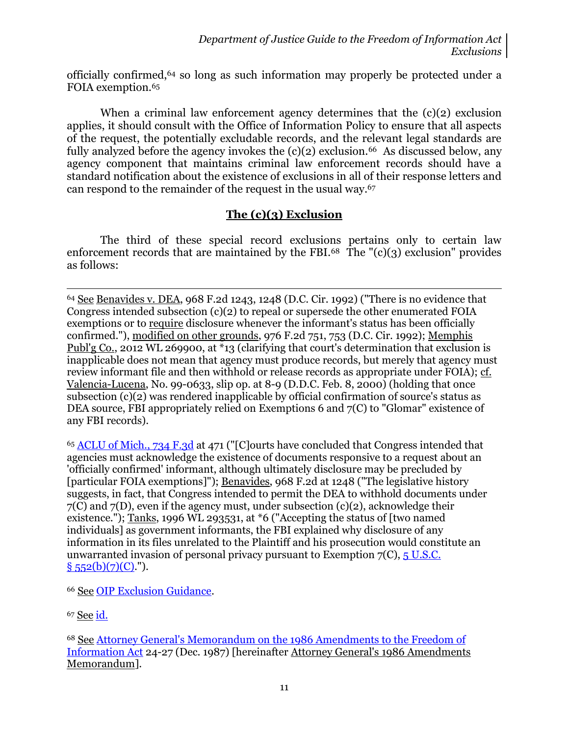officially confirmed,[64] so long as such information may properly be protected under a FOIA exemption.[65]

When a criminal law enforcement agency determines that the (c)(2) exclusion applies, it should consult with the Office of Information Policy to ensure that all aspects of the request, the potentially excludable records, and the relevant legal standards are fully analyzed before the agency invokes the (c)(2) exclusion.[66] As discussed below, any agency component that maintains criminal law enforcement records should have a standard notification about the existence of exclusions in all of their response letters and can respond to the remainder of the request in the usual way.[67]

## The (c)(3) Exclusion

The third of these special record exclusions pertains only to certain law enforcement records that are maintained by the FBI.[68] The "(c)(3) exclusion" provides as follows:

---

[64] See Benavides v. DEA, 968 F.2d 1243, 1248 (D.C. Cir. 1992) ("There is no evidence that Congress intended subsection (c)(2) to repeal or supersede the other enumerated FOIA exemptions or to require disclosure whenever the informant's status has been officially confirmed."), modified on other grounds, 976 F.2d 751, 753 (D.C. Cir. 1992); Memphis Publ'g Co., 2012 WL 269900, at *13 (clarifying that court's determination that exclusion is inapplicable does not mean that agency must produce records, but merely that agency must review informant file and then withhold or release records as appropriate under FOIA); cf. Valencia-Lucena, No. 99-0633, slip op. at 8-9 (D.D.C. Feb. 8, 2000) (holding that once subsection (c)(2) was rendered inapplicable by official confirmation of source's status as DEA source, FBI appropriately relied on Exemptions 6 and 7(C) to "Glomar" existence of any FBI records).

[65] ACLU of Mich., 734 F.3d at 471 ("[C]ourts have concluded that Congress intended that agencies must acknowledge the existence of documents responsive to a request about an 'officially confirmed' informant, although ultimately disclosure may be precluded by [particular FOIA exemptions]"); Benavides, 968 F.2d at 1248 ("The legislative history suggests, in fact, that Congress intended to permit the DEA to withhold documents under 7(C) and 7(D), even if the agency must, under subsection (c)(2), acknowledge their existence."); Tanks, 1996 WL 293531, at *6 ("Accepting the status of [two named individuals] as government informants, the FBI explained why disclosure of any information in its files unrelated to the Plaintiff and his prosecution would constitute an unwarranted invasion of personal privacy pursuant to Exemption 7(C), 5 U.S.C. § 552(b)(7)(C).").

[66] See OIP Exclusion Guidance.

[67] See id.

[68] See Attorney General's Memorandum on the 1986 Amendments to the Freedom of Information Act 24-27 (Dec. 1987) [hereinafter Attorney General's 1986 Amendments Memorandum].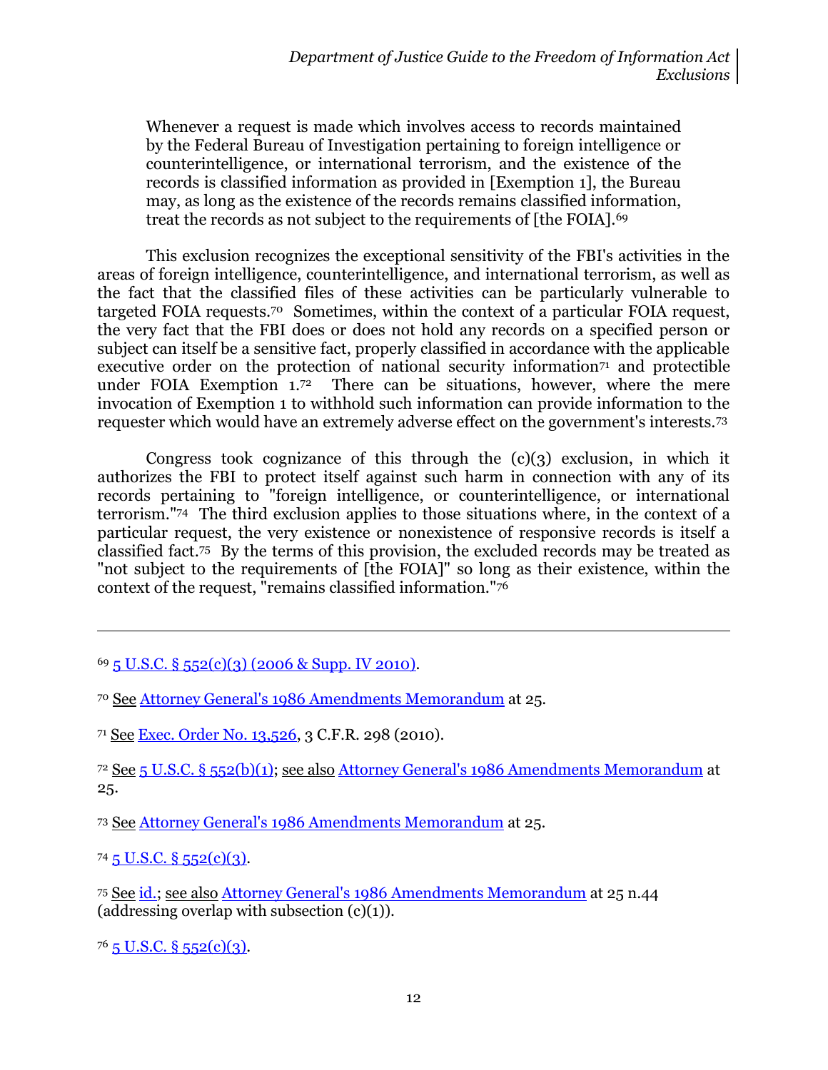> Whenever a request is made which involves access to records maintained by the Federal Bureau of Investigation pertaining to foreign intelligence or counterintelligence, or international terrorism, and the existence of the records is classified information as provided in [Exemption 1], the Bureau may, as long as the existence of the records remains classified information, treat the records as not subject to the requirements of [the FOIA].[69]

This exclusion recognizes the exceptional sensitivity of the FBI's activities in the areas of foreign intelligence, counterintelligence, and international terrorism, as well as the fact that the classified files of these activities can be particularly vulnerable to targeted FOIA requests.[70] Sometimes, within the context of a particular FOIA request, the very fact that the FBI does or does not hold any records on a specified person or subject can itself be a sensitive fact, properly classified in accordance with the applicable executive order on the protection of national security information[71] and protectible under FOIA Exemption 1.[72] There can be situations, however, where the mere invocation of Exemption 1 to withhold such information can provide information to the requester which would have an extremely adverse effect on the government's interests.[73]

Congress took cognizance of this through the (c)(3) exclusion, in which it authorizes the FBI to protect itself against such harm in connection with any of its records pertaining to "foreign intelligence, or counterintelligence, or international terrorism."[74] The third exclusion applies to those situations where, in the context of a particular request, the very existence or nonexistence of responsive records is itself a classified fact.[75] By the terms of this provision, the excluded records may be treated as "not subject to the requirements of [the FOIA]" so long as their existence, within the context of the request, "remains classified information."[76]

---

[69] 5 U.S.C. § 552(c)(3) (2006 & Supp. IV 2010).

[70] See Attorney General's 1986 Amendments Memorandum at 25.

[71] See Exec. Order No. 13,526, 3 C.F.R. 298 (2010).

[72] See 5 U.S.C. § 552(b)(1); see also Attorney General's 1986 Amendments Memorandum at 25.

[73] See Attorney General's 1986 Amendments Memorandum at 25.

[74] 5 U.S.C. § 552(c)(3).

[75] See id.; see also Attorney General's 1986 Amendments Memorandum at 25 n.44 (addressing overlap with subsection (c)(1)).

[76] 5 U.S.C. § 552(c)(3).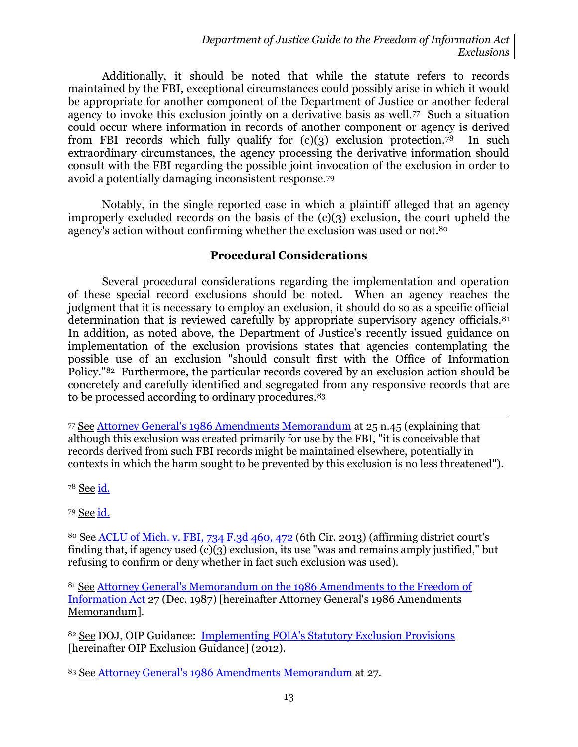Additionally, it should be noted that while the statute refers to records maintained by the FBI, exceptional circumstances could possibly arise in which it would be appropriate for another component of the Department of Justice or another federal agency to invoke this exclusion jointly on a derivative basis as well.[77] Such a situation could occur where information in records of another component or agency is derived from FBI records which fully qualify for (c)(3) exclusion protection.[78] In such extraordinary circumstances, the agency processing the derivative information should consult with the FBI regarding the possible joint invocation of the exclusion in order to avoid a potentially damaging inconsistent response.[79]

Notably, in the single reported case in which a plaintiff alleged that an agency improperly excluded records on the basis of the (c)(3) exclusion, the court upheld the agency's action without confirming whether the exclusion was used or not.[80]

## Procedural Considerations

Several procedural considerations regarding the implementation and operation of these special record exclusions should be noted. When an agency reaches the judgment that it is necessary to employ an exclusion, it should do so as a specific official determination that is reviewed carefully by appropriate supervisory agency officials.[81] In addition, as noted above, the Department of Justice's recently issued guidance on implementation of the exclusion provisions states that agencies contemplating the possible use of an exclusion "should consult first with the Office of Information Policy."[82] Furthermore, the particular records covered by an exclusion action should be concretely and carefully identified and segregated from any responsive records that are to be processed according to ordinary procedures.[83]

---

[77] See Attorney General's 1986 Amendments Memorandum at 25 n.45 (explaining that although this exclusion was created primarily for use by the FBI, "it is conceivable that records derived from such FBI records might be maintained elsewhere, potentially in contexts in which the harm sought to be prevented by this exclusion is no less threatened").

[78] See id.

[79] See id.

[80] See ACLU of Mich. v. FBI, 734 F.3d 460, 472 (6th Cir. 2013) (affirming district court's finding that, if agency used (c)(3) exclusion, its use "was and remains amply justified," but refusing to confirm or deny whether in fact such exclusion was used).

[81] See Attorney General's Memorandum on the 1986 Amendments to the Freedom of Information Act 27 (Dec. 1987) [hereinafter Attorney General's 1986 Amendments Memorandum].

[82] See DOJ, OIP Guidance: Implementing FOIA's Statutory Exclusion Provisions [hereinafter OIP Exclusion Guidance] (2012).

[83] See Attorney General's 1986 Amendments Memorandum at 27.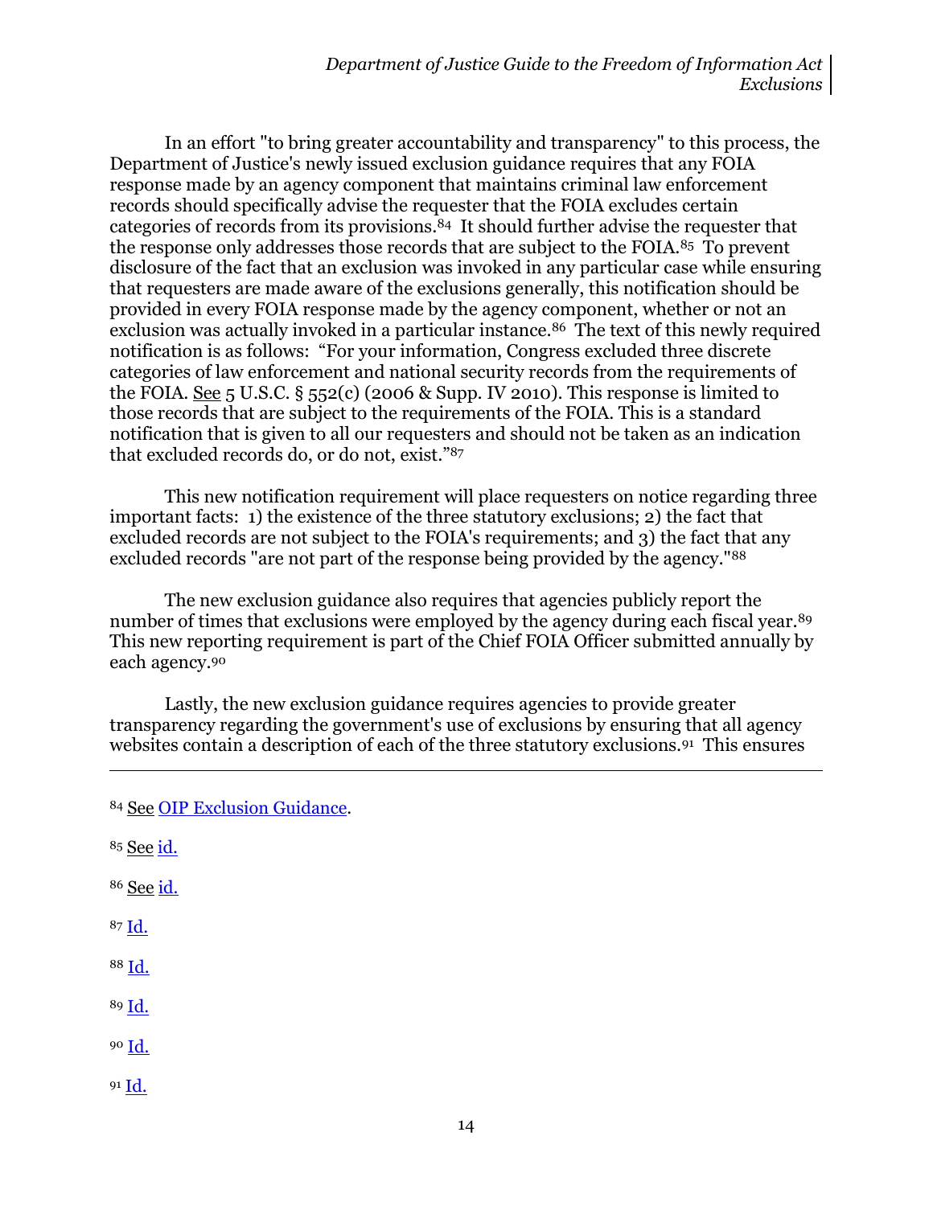In an effort "to bring greater accountability and transparency" to this process, the Department of Justice's newly issued exclusion guidance requires that any FOIA response made by an agency component that maintains criminal law enforcement records should specifically advise the requester that the FOIA excludes certain categories of records from its provisions.[84] It should further advise the requester that the response only addresses those records that are subject to the FOIA.[85] To prevent disclosure of the fact that an exclusion was invoked in any particular case while ensuring that requesters are made aware of the exclusions generally, this notification should be provided in every FOIA response made by the agency component, whether or not an exclusion was actually invoked in a particular instance.[86] The text of this newly required notification is as follows: "For your information, Congress excluded three discrete categories of law enforcement and national security records from the requirements of the FOIA. See 5 U.S.C. § 552(c) (2006 & Supp. IV 2010). This response is limited to those records that are subject to the requirements of the FOIA. This is a standard notification that is given to all our requesters and should not be taken as an indication that excluded records do, or do not, exist."[87]

This new notification requirement will place requesters on notice regarding three important facts: 1) the existence of the three statutory exclusions; 2) the fact that excluded records are not subject to the FOIA's requirements; and 3) the fact that any excluded records "are not part of the response being provided by the agency."[88]

The new exclusion guidance also requires that agencies publicly report the number of times that exclusions were employed by the agency during each fiscal year.[89] This new reporting requirement is part of the Chief FOIA Officer submitted annually by each agency.[90]

Lastly, the new exclusion guidance requires agencies to provide greater transparency regarding the government's use of exclusions by ensuring that all agency websites contain a description of each of the three statutory exclusions.[91] This ensures

---

[84] See OIP Exclusion Guidance.

[85] See id.

[86] See id.

[87] Id.

[88] Id.

[89] Id.

[90] Id.

[91] Id.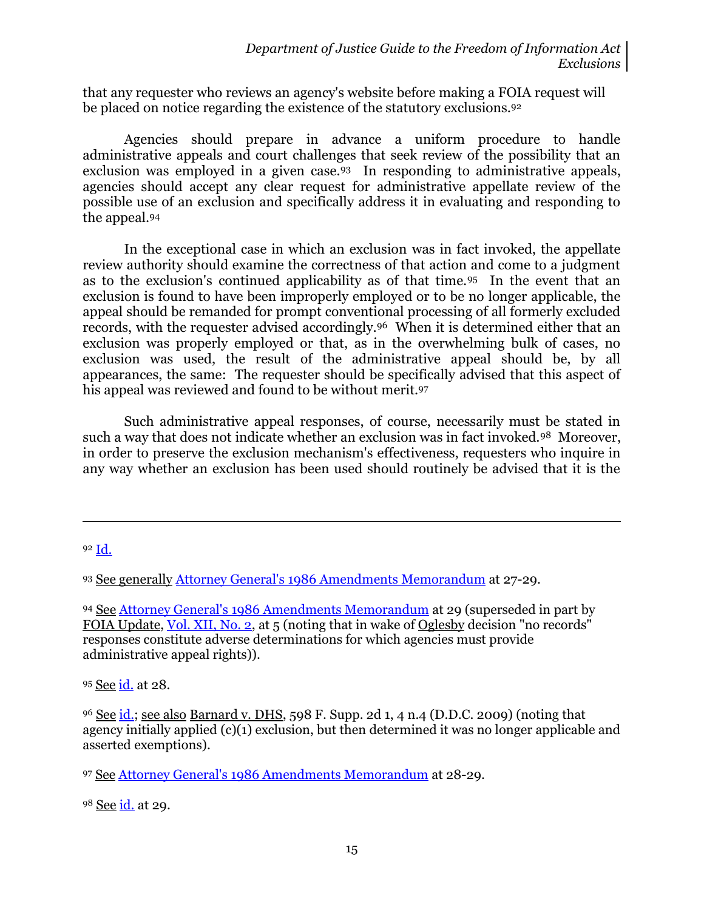that any requester who reviews an agency's website before making a FOIA request will be placed on notice regarding the existence of the statutory exclusions.[92]

Agencies should prepare in advance a uniform procedure to handle administrative appeals and court challenges that seek review of the possibility that an exclusion was employed in a given case.[93] In responding to administrative appeals, agencies should accept any clear request for administrative appellate review of the possible use of an exclusion and specifically address it in evaluating and responding to the appeal.[94]

In the exceptional case in which an exclusion was in fact invoked, the appellate review authority should examine the correctness of that action and come to a judgment as to the exclusion's continued applicability as of that time.[95] In the event that an exclusion is found to have been improperly employed or to be no longer applicable, the appeal should be remanded for prompt conventional processing of all formerly excluded records, with the requester advised accordingly.[96] When it is determined either that an exclusion was properly employed or that, as in the overwhelming bulk of cases, no exclusion was used, the result of the administrative appeal should be, by all appearances, the same: The requester should be specifically advised that this aspect of his appeal was reviewed and found to be without merit.[97]

Such administrative appeal responses, of course, necessarily must be stated in such a way that does not indicate whether an exclusion was in fact invoked.[98] Moreover, in order to preserve the exclusion mechanism's effectiveness, requesters who inquire in any way whether an exclusion has been used should routinely be advised that it is the

---

[92] Id.

[93] See generally Attorney General's 1986 Amendments Memorandum at 27-29.

[94] See Attorney General's 1986 Amendments Memorandum at 29 (superseded in part by FOIA Update, Vol. XII, No. 2, at 5 (noting that in wake of Oglesby decision "no records" responses constitute adverse determinations for which agencies must provide administrative appeal rights)).

[95] See id. at 28.

[96] See id.; see also Barnard v. DHS, 598 F. Supp. 2d 1, 4 n.4 (D.D.C. 2009) (noting that agency initially applied (c)(1) exclusion, but then determined it was no longer applicable and asserted exemptions).

[97] See Attorney General's 1986 Amendments Memorandum at 28-29.

[98] See id. at 29.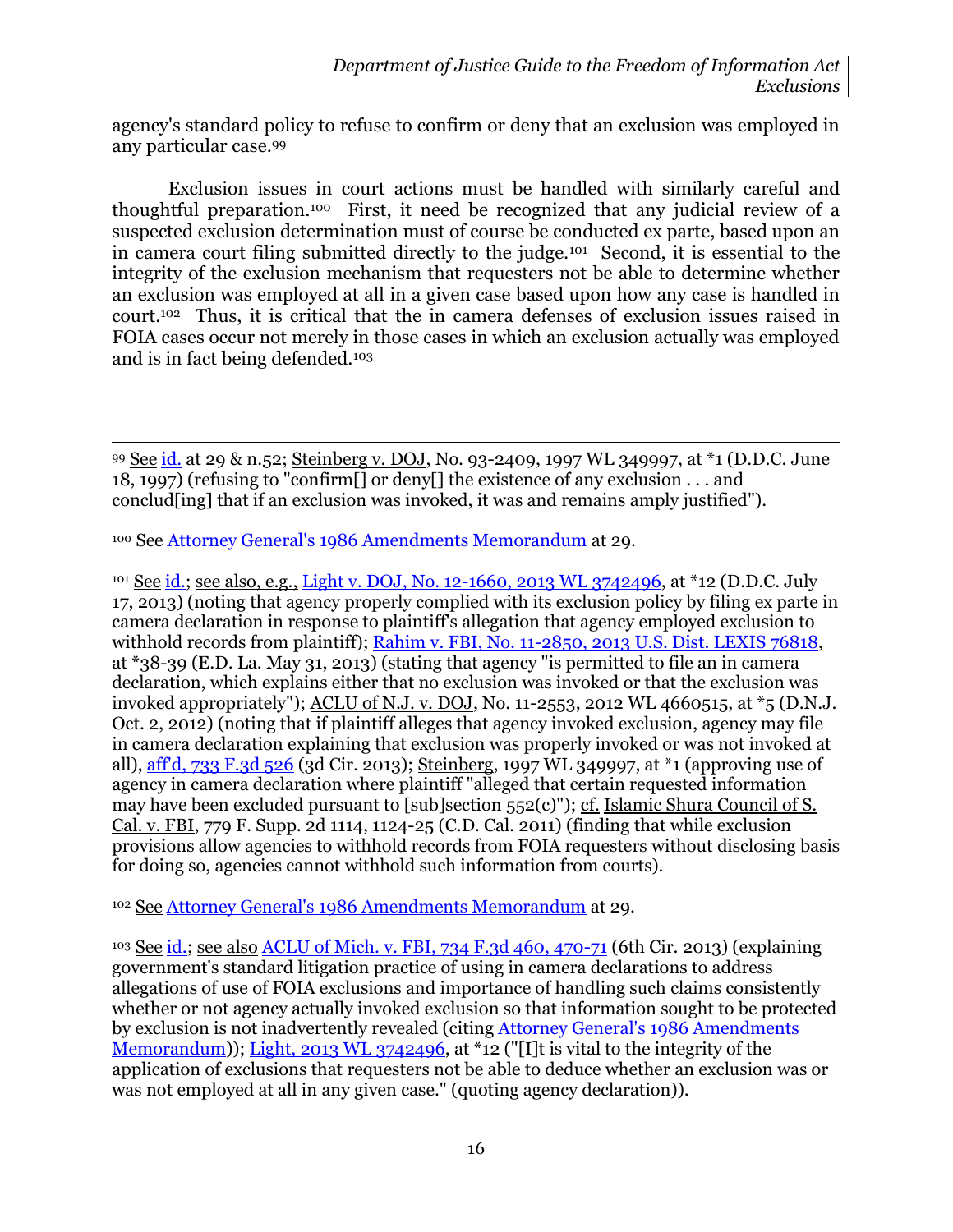agency's standard policy to refuse to confirm or deny that an exclusion was employed in any particular case.[99]

Exclusion issues in court actions must be handled with similarly careful and thoughtful preparation.[100] First, it need be recognized that any judicial review of a suspected exclusion determination must of course be conducted ex parte, based upon an in camera court filing submitted directly to the judge.[101] Second, it is essential to the integrity of the exclusion mechanism that requesters not be able to determine whether an exclusion was employed at all in a given case based upon how any case is handled in court.[102] Thus, it is critical that the in camera defenses of exclusion issues raised in FOIA cases occur not merely in those cases in which an exclusion actually was employed and is in fact being defended.[103]

---

[99] See id. at 29 & n.52; Steinberg v. DOJ, No. 93-2409, 1997 WL 349997, at *1 (D.D.C. June 18, 1997) (refusing to "confirm[] or deny[] the existence of any exclusion . . . and conclud[ing] that if an exclusion was invoked, it was and remains amply justified").

[100] See Attorney General's 1986 Amendments Memorandum at 29.

[101] See id.; see also, e.g., Light v. DOJ, No. 12-1660, 2013 WL 3742496, at *12 (D.D.C. July 17, 2013) (noting that agency properly complied with its exclusion policy by filing ex parte in camera declaration in response to plaintiff's allegation that agency employed exclusion to withhold records from plaintiff); Rahim v. FBI, No. 11-2850, 2013 U.S. Dist. LEXIS 76818, at *38-39 (E.D. La. May 31, 2013) (stating that agency "is permitted to file an in camera declaration, which explains either that no exclusion was invoked or that the exclusion was invoked appropriately"); ACLU of N.J. v. DOJ, No. 11-2553, 2012 WL 4660515, at *5 (D.N.J. Oct. 2, 2012) (noting that if plaintiff alleges that agency invoked exclusion, agency may file in camera declaration explaining that exclusion was properly invoked or was not invoked at all), aff'd, 733 F.3d 526 (3d Cir. 2013); Steinberg, 1997 WL 349997, at *1 (approving use of agency in camera declaration where plaintiff "alleged that certain requested information may have been excluded pursuant to [sub]section 552(c)"); cf. Islamic Shura Council of S. Cal. v. FBI, 779 F. Supp. 2d 1114, 1124-25 (C.D. Cal. 2011) (finding that while exclusion provisions allow agencies to withhold records from FOIA requesters without disclosing basis for doing so, agencies cannot withhold such information from courts).

[102] See Attorney General's 1986 Amendments Memorandum at 29.

[103] See id.; see also ACLU of Mich. v. FBI, 734 F.3d 460, 470-71 (6th Cir. 2013) (explaining government's standard litigation practice of using in camera declarations to address allegations of use of FOIA exclusions and importance of handling such claims consistently whether or not agency actually invoked exclusion so that information sought to be protected by exclusion is not inadvertently revealed (citing Attorney General's 1986 Amendments Memorandum)); Light, 2013 WL 3742496, at *12 ("[I]t is vital to the integrity of the application of exclusions that requesters not be able to deduce whether an exclusion was or was not employed at all in any given case." (quoting agency declaration)).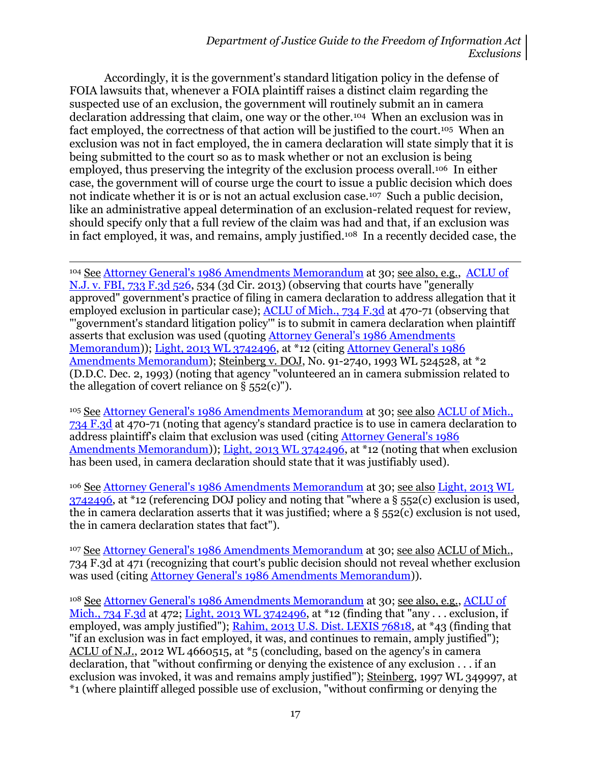Accordingly, it is the government's standard litigation policy in the defense of FOIA lawsuits that, whenever a FOIA plaintiff raises a distinct claim regarding the suspected use of an exclusion, the government will routinely submit an in camera declaration addressing that claim, one way or the other.[104] When an exclusion was in fact employed, the correctness of that action will be justified to the court.[105] When an exclusion was not in fact employed, the in camera declaration will state simply that it is being submitted to the court so as to mask whether or not an exclusion is being employed, thus preserving the integrity of the exclusion process overall.[106] In either case, the government will of course urge the court to issue a public decision which does not indicate whether it is or is not an actual exclusion case.[107] Such a public decision, like an administrative appeal determination of an exclusion-related request for review, should specify only that a full review of the claim was had and that, if an exclusion was in fact employed, it was, and remains, amply justified.[108] In a recently decided case, the

---

[104] See Attorney General's 1986 Amendments Memorandum at 30; see also, e.g., ACLU of N.J. v. FBI, 733 F.3d 526, 534 (3d Cir. 2013) (observing that courts have "generally approved" government's practice of filing in camera declaration to address allegation that it employed exclusion in particular case); ACLU of Mich., 734 F.3d at 470-71 (observing that "'government's standard litigation policy'" is to submit in camera declaration when plaintiff asserts that exclusion was used (quoting Attorney General's 1986 Amendments Memorandum)); Light, 2013 WL 3742496, at *12 (citing Attorney General's 1986 Amendments Memorandum); Steinberg v. DOJ, No. 91-2740, 1993 WL 524528, at *2 (D.D.C. Dec. 2, 1993) (noting that agency "volunteered an in camera submission related to the allegation of covert reliance on § 552(c)").

[105] See Attorney General's 1986 Amendments Memorandum at 30; see also ACLU of Mich., 734 F.3d at 470-71 (noting that agency's standard practice is to use in camera declaration to address plaintiff's claim that exclusion was used (citing Attorney General's 1986 Amendments Memorandum)); Light, 2013 WL 3742496, at *12 (noting that when exclusion has been used, in camera declaration should state that it was justifiably used).

[106] See Attorney General's 1986 Amendments Memorandum at 30; see also Light, 2013 WL 3742496, at *12 (referencing DOJ policy and noting that "where a § 552(c) exclusion is used, the in camera declaration asserts that it was justified; where a § 552(c) exclusion is not used, the in camera declaration states that fact").

[107] See Attorney General's 1986 Amendments Memorandum at 30; see also ACLU of Mich., 734 F.3d at 471 (recognizing that court's public decision should not reveal whether exclusion was used (citing Attorney General's 1986 Amendments Memorandum)).

[108] See Attorney General's 1986 Amendments Memorandum at 30; see also, e.g., ACLU of Mich., 734 F.3d at 472; Light, 2013 WL 3742496, at *12 (finding that "any . . . exclusion, if employed, was amply justified"); Rahim, 2013 U.S. Dist. LEXIS 76818, at *43 (finding that "if an exclusion was in fact employed, it was, and continues to remain, amply justified"); ACLU of N.J., 2012 WL 4660515, at *5 (concluding, based on the agency's in camera declaration, that "without confirming or denying the existence of any exclusion . . . if an exclusion was invoked, it was and remains amply justified"); Steinberg, 1997 WL 349997, at *1 (where plaintiff alleged possible use of exclusion, "without confirming or denying the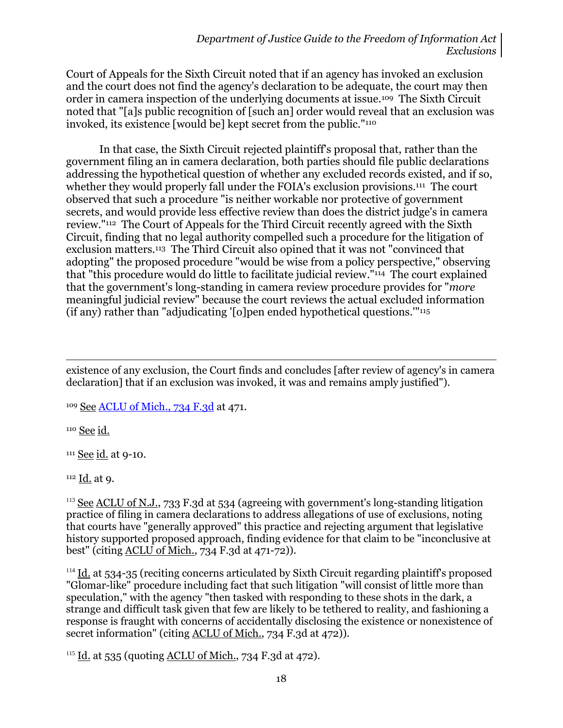Court of Appeals for the Sixth Circuit noted that if an agency has invoked an exclusion and the court does not find the agency's declaration to be adequate, the court may then order in camera inspection of the underlying documents at issue.[109] The Sixth Circuit noted that "[a]s public recognition of [such an] order would reveal that an exclusion was invoked, its existence [would be] kept secret from the public."[110]

In that case, the Sixth Circuit rejected plaintiff's proposal that, rather than the government filing an in camera declaration, both parties should file public declarations addressing the hypothetical question of whether any excluded records existed, and if so, whether they would properly fall under the FOIA's exclusion provisions.[111] The court observed that such a procedure "is neither workable nor protective of government secrets, and would provide less effective review than does the district judge's in camera review."[112] The Court of Appeals for the Third Circuit recently agreed with the Sixth Circuit, finding that no legal authority compelled such a procedure for the litigation of exclusion matters.[113] The Third Circuit also opined that it was not "convinced that adopting" the proposed procedure "would be wise from a policy perspective," observing that "this procedure would do little to facilitate judicial review."[114] The court explained that the government's long-standing in camera review procedure provides for "*more* meaningful judicial review" because the court reviews the actual excluded information (if any) rather than "adjudicating '[o]pen ended hypothetical questions.'"[115]

---

existence of any exclusion, the Court finds and concludes [after review of agency's in camera declaration] that if an exclusion was invoked, it was and remains amply justified").

[109] See ACLU of Mich., 734 F.3d at 471.

[110] See id.

[111] See id. at 9-10.

[112] Id. at 9.

[113] See ACLU of N.J., 733 F.3d at 534 (agreeing with government's long-standing litigation practice of filing in camera declarations to address allegations of use of exclusions, noting that courts have "generally approved" this practice and rejecting argument that legislative history supported proposed approach, finding evidence for that claim to be "inconclusive at best" (citing ACLU of Mich., 734 F.3d at 471-72)).

[114] Id. at 534-35 (reciting concerns articulated by Sixth Circuit regarding plaintiff's proposed "Glomar-like" procedure including fact that such litigation "will consist of little more than speculation," with the agency "then tasked with responding to these shots in the dark, a strange and difficult task given that few are likely to be tethered to reality, and fashioning a response is fraught with concerns of accidentally disclosing the existence or nonexistence of secret information" (citing ACLU of Mich., 734 F.3d at 472)).

[115] Id. at 535 (quoting ACLU of Mich., 734 F.3d at 472).